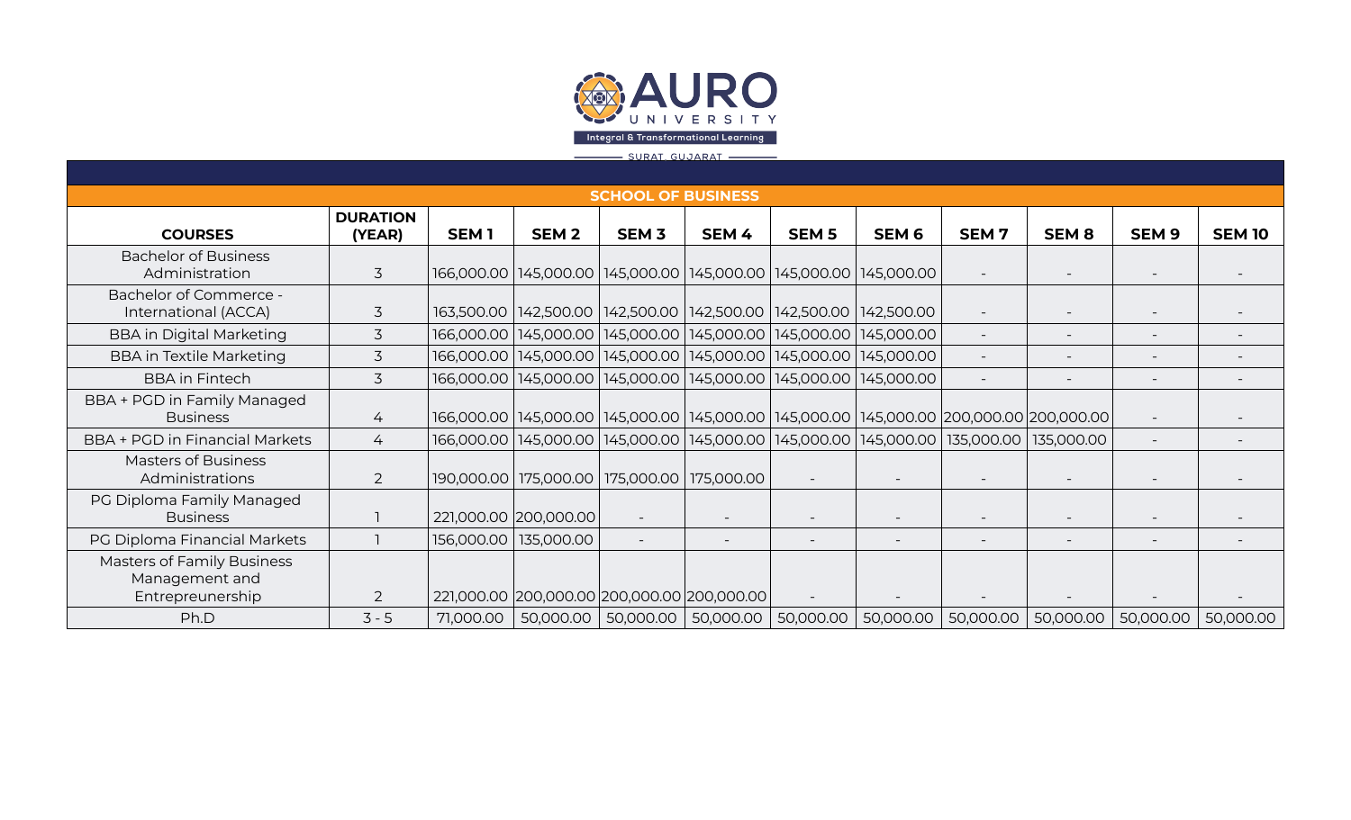# AURO UNIVERSITY

Integral & Transformational Learning

SURAT, GUJARAT

## SCHOOL OF BUSINESS

| COURSES | DURATION (YEAR) | SEM 1 | SEM 2 | SEM 3 | SEM 4 | SEM 5 | SEM 6 | SEM 7 | SEM 8 | SEM 9 | SEM 10 |
|---|---|---|---|---|---|---|---|---|---|---|---|
| Bachelor of Business Administration | 3 | 166,000.00 | 145,000.00 | 145,000.00 | 145,000.00 | 145,000.00 | 145,000.00 | - | - | - | - |
| Bachelor of Commerce - International (ACCA) | 3 | 163,500.00 | 142,500.00 | 142,500.00 | 142,500.00 | 142,500.00 | 142,500.00 | - | - | - | - |
| BBA in Digital Marketing | 3 | 166,000.00 | 145,000.00 | 145,000.00 | 145,000.00 | 145,000.00 | 145,000.00 | - | - | - | - |
| BBA in Textile Marketing | 3 | 166,000.00 | 145,000.00 | 145,000.00 | 145,000.00 | 145,000.00 | 145,000.00 | - | - | - | - |
| BBA in Fintech | 3 | 166,000.00 | 145,000.00 | 145,000.00 | 145,000.00 | 145,000.00 | 145,000.00 | - | - | - | - |
| BBA + PGD in Family Managed Business | 4 | 166,000.00 | 145,000.00 | 145,000.00 | 145,000.00 | 145,000.00 | 145,000.00 | 200,000.00 | 200,000.00 | - | - |
| BBA + PGD in Financial Markets | 4 | 166,000.00 | 145,000.00 | 145,000.00 | 145,000.00 | 145,000.00 | 145,000.00 | 135,000.00 | 135,000.00 | - | - |
| Masters of Business Administrations | 2 | 190,000.00 | 175,000.00 | 175,000.00 | 175,000.00 | - | - | - | - | - | - |
| PG Diploma Family Managed Business | 1 | 221,000.00 | 200,000.00 | - | - | - | - | - | - | - | - |
| PG Diploma Financial Markets | 1 | 156,000.00 | 135,000.00 | - | - | - | - | - | - | - | - |
| Masters of Family Business Management and Entrepreunership | 2 | 221,000.00 | 200,000.00 | 200,000.00 | 200,000.00 | - | - | - | - | - | - |
| Ph.D | 3 - 5 | 71,000.00 | 50,000.00 | 50,000.00 | 50,000.00 | 50,000.00 | 50,000.00 | 50,000.00 | 50,000.00 | 50,000.00 | 50,000.00 |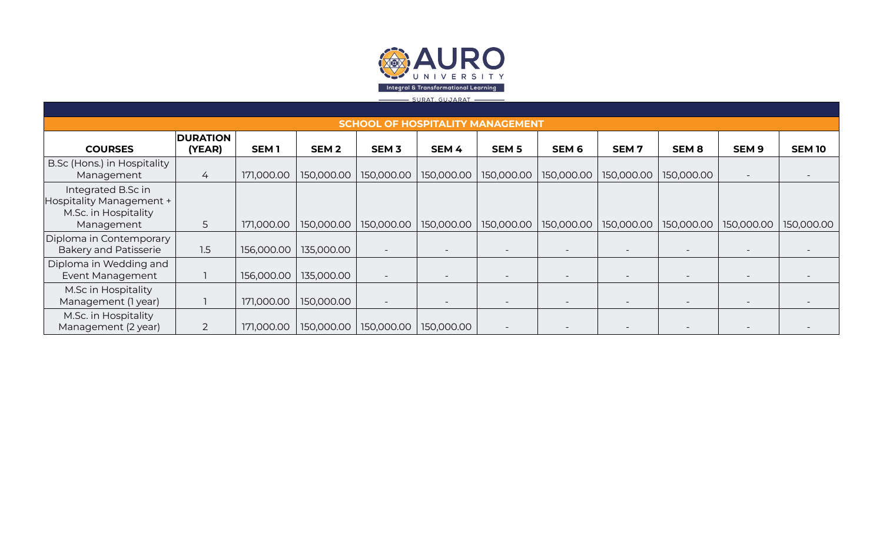# SCHOOL OF HOSPITALITY MANAGEMENT

| COURSES | DURATION (YEAR) | SEM 1 | SEM 2 | SEM 3 | SEM 4 | SEM 5 | SEM 6 | SEM 7 | SEM 8 | SEM 9 | SEM 10 |
|---|---|---|---|---|---|---|---|---|---|---|---|
| B.Sc (Hons.) in Hospitality Management | 4 | 171,000.00 | 150,000.00 | 150,000.00 | 150,000.00 | 150,000.00 | 150,000.00 | 150,000.00 | 150,000.00 | - | - |
| Integrated B.Sc in Hospitality Management + M.Sc. in Hospitality Management | 5 | 171,000.00 | 150,000.00 | 150,000.00 | 150,000.00 | 150,000.00 | 150,000.00 | 150,000.00 | 150,000.00 | 150,000.00 | 150,000.00 |
| Diploma in Contemporary Bakery and Patisserie | 1.5 | 156,000.00 | 135,000.00 | - | - | - | - | - | - | - | - |
| Diploma in Wedding and Event Management | 1 | 156,000.00 | 135,000.00 | - | - | - | - | - | - | - | - |
| M.Sc in Hospitality Management (1 year) | 1 | 171,000.00 | 150,000.00 | - | - | - | - | - | - | - | - |
| M.Sc. in Hospitality Management (2 year) | 2 | 171,000.00 | 150,000.00 | 150,000.00 | 150,000.00 | - | - | - | - | - | - |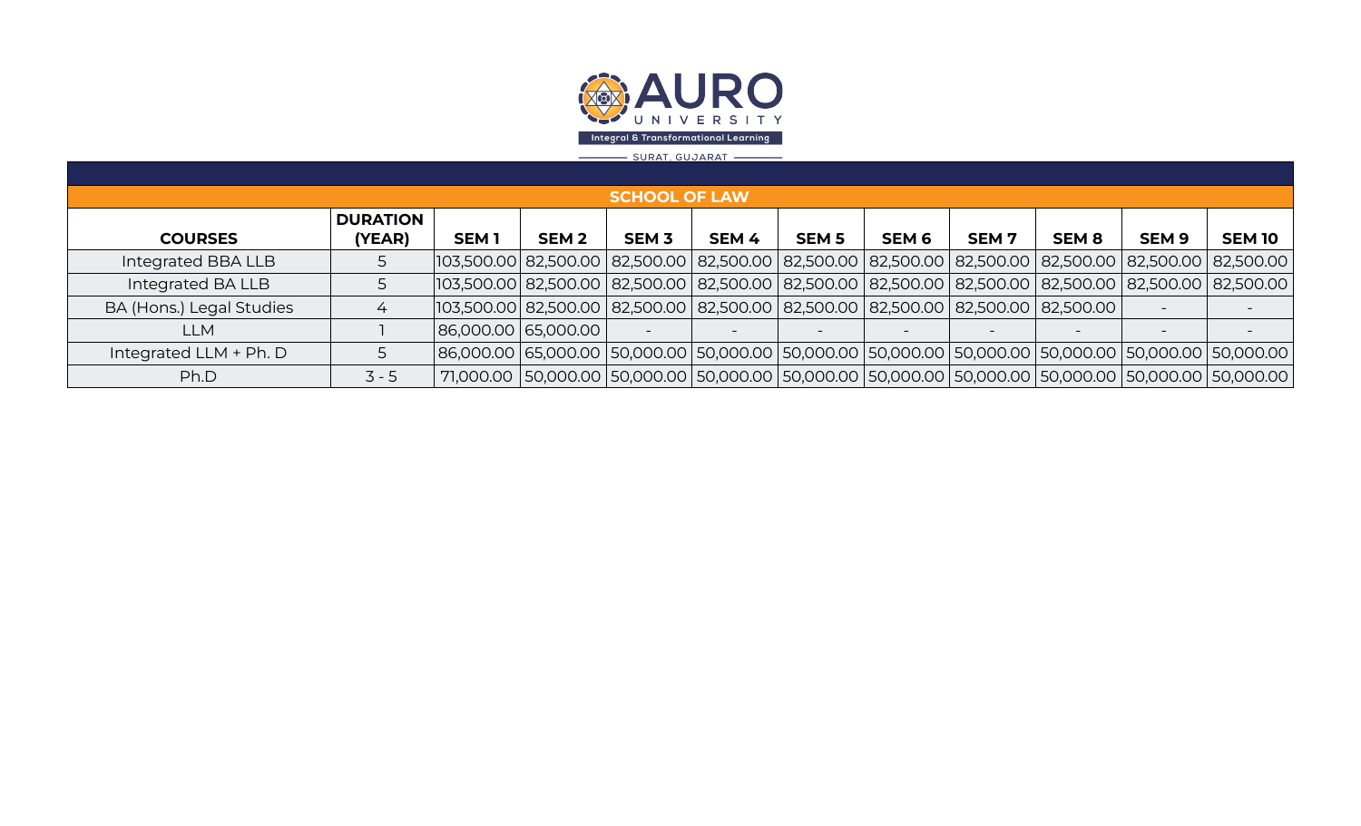# AURO UNIVERSITY

Integral & Transformational Learning

SURAT, GUJARAT

## SCHOOL OF LAW

| COURSES | DURATION (YEAR) | SEM 1 | SEM 2 | SEM 3 | SEM 4 | SEM 5 | SEM 6 | SEM 7 | SEM 8 | SEM 9 | SEM 10 |
|---|---|---|---|---|---|---|---|---|---|---|---|
| Integrated BBA LLB | 5 | 103,500.00 | 82,500.00 | 82,500.00 | 82,500.00 | 82,500.00 | 82,500.00 | 82,500.00 | 82,500.00 | 82,500.00 | 82,500.00 |
| Integrated BA LLB | 5 | 103,500.00 | 82,500.00 | 82,500.00 | 82,500.00 | 82,500.00 | 82,500.00 | 82,500.00 | 82,500.00 | 82,500.00 | 82,500.00 |
| BA (Hons.) Legal Studies | 4 | 103,500.00 | 82,500.00 | 82,500.00 | 82,500.00 | 82,500.00 | 82,500.00 | 82,500.00 | 82,500.00 | - | - |
| LLM | 1 | 86,000.00 | 65,000.00 | - | - | - | - | - | - | - | - |
| Integrated LLM + Ph. D | 5 | 86,000.00 | 65,000.00 | 50,000.00 | 50,000.00 | 50,000.00 | 50,000.00 | 50,000.00 | 50,000.00 | 50,000.00 | 50,000.00 |
| Ph.D | 3 - 5 | 71,000.00 | 50,000.00 | 50,000.00 | 50,000.00 | 50,000.00 | 50,000.00 | 50,000.00 | 50,000.00 | 50,000.00 | 50,000.00 |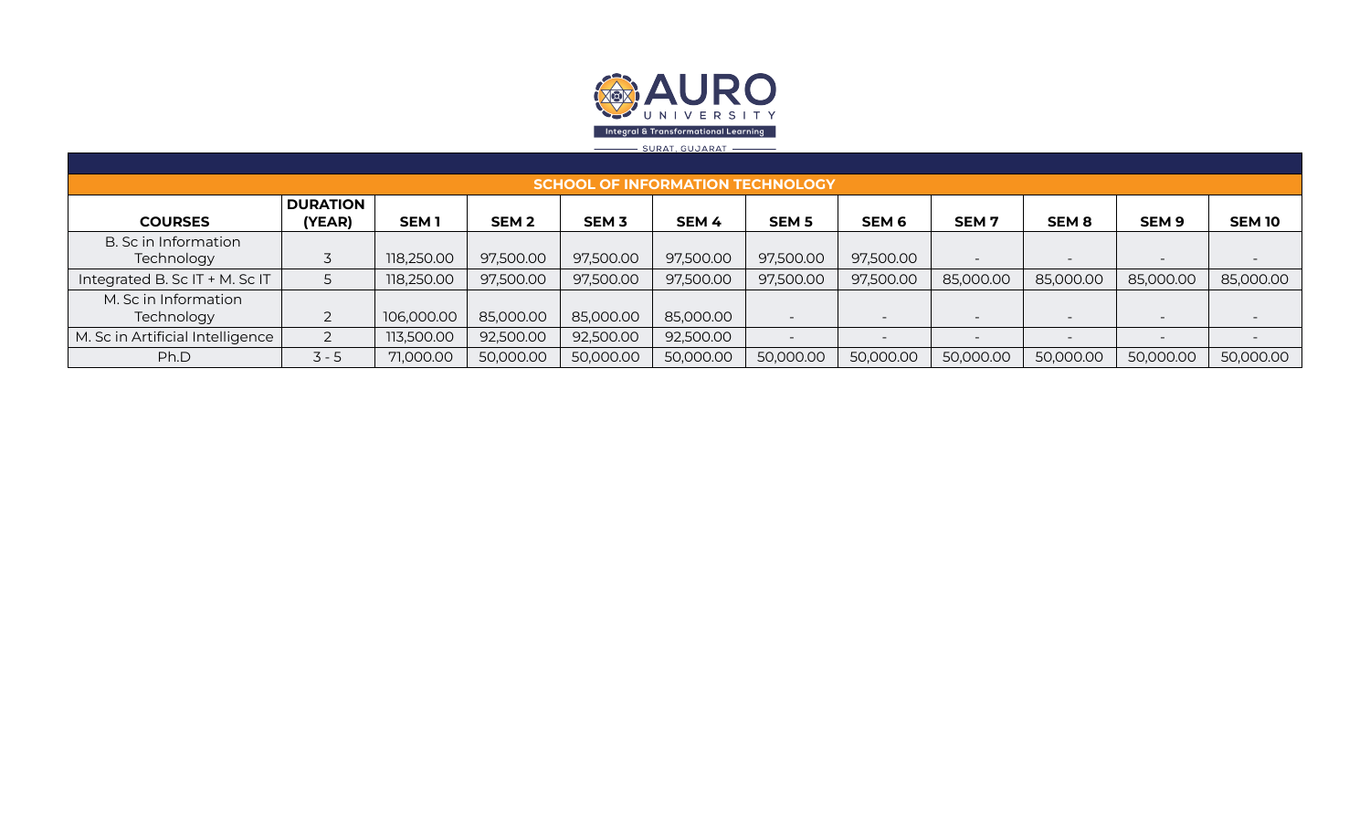AURO UNIVERSITY

Integral & Transformational Learning

SURAT, GUJARAT

## SCHOOL OF INFORMATION TECHNOLOGY

| COURSES | DURATION (YEAR) | SEM 1 | SEM 2 | SEM 3 | SEM 4 | SEM 5 | SEM 6 | SEM 7 | SEM 8 | SEM 9 | SEM 10 |
|---|---|---|---|---|---|---|---|---|---|---|---|
| B. Sc in Information Technology | 3 | 118,250.00 | 97,500.00 | 97,500.00 | 97,500.00 | 97,500.00 | 97,500.00 | - | - | - | - |
| Integrated B. Sc IT + M. Sc IT | 5 | 118,250.00 | 97,500.00 | 97,500.00 | 97,500.00 | 97,500.00 | 97,500.00 | 85,000.00 | 85,000.00 | 85,000.00 | 85,000.00 |
| M. Sc in Information Technology | 2 | 106,000.00 | 85,000.00 | 85,000.00 | 85,000.00 | - | - | - | - | - | - |
| M. Sc in Artificial Intelligence | 2 | 113,500.00 | 92,500.00 | 92,500.00 | 92,500.00 | - | - | - | - | - | - |
| Ph.D | 3 - 5 | 71,000.00 | 50,000.00 | 50,000.00 | 50,000.00 | 50,000.00 | 50,000.00 | 50,000.00 | 50,000.00 | 50,000.00 | 50,000.00 |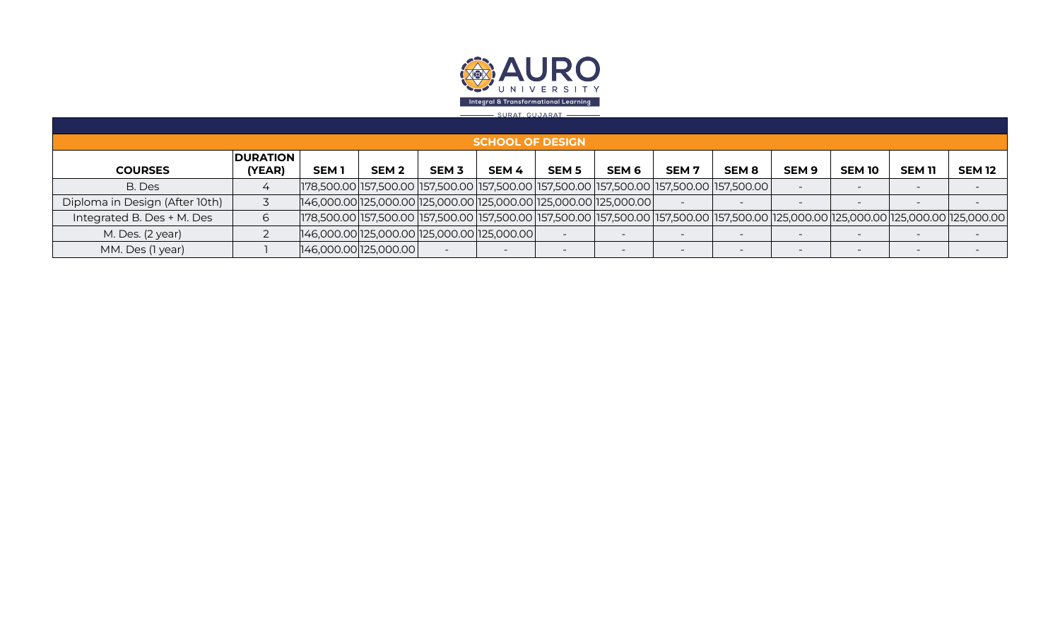AURO UNIVERSITY

Integral & Transformational Learning

SURAT, GUJARAT

## SCHOOL OF DESIGN

| COURSES | DURATION (YEAR) | SEM 1 | SEM 2 | SEM 3 | SEM 4 | SEM 5 | SEM 6 | SEM 7 | SEM 8 | SEM 9 | SEM 10 | SEM 11 | SEM 12 |
|---|---|---|---|---|---|---|---|---|---|---|---|---|---|
| B. Des | 4 | 178,500.00 | 157,500.00 | 157,500.00 | 157,500.00 | 157,500.00 | 157,500.00 | 157,500.00 | 157,500.00 | - | - | - | - |
| Diploma in Design (After 10th) | 3 | 146,000.00 | 125,000.00 | 125,000.00 | 125,000.00 | 125,000.00 | 125,000.00 | - | - | - | - | - | - |
| Integrated B. Des + M. Des | 6 | 178,500.00 | 157,500.00 | 157,500.00 | 157,500.00 | 157,500.00 | 157,500.00 | 157,500.00 | 157,500.00 | 125,000.00 | 125,000.00 | 125,000.00 | 125,000.00 |
| M. Des. (2 year) | 2 | 146,000.00 | 125,000.00 | 125,000.00 | 125,000.00 | - | - | - | - | - | - | - | - |
| MM. Des (1 year) | 1 | 146,000.00 | 125,000.00 | - | - | - | - | - | - | - | - | - | - |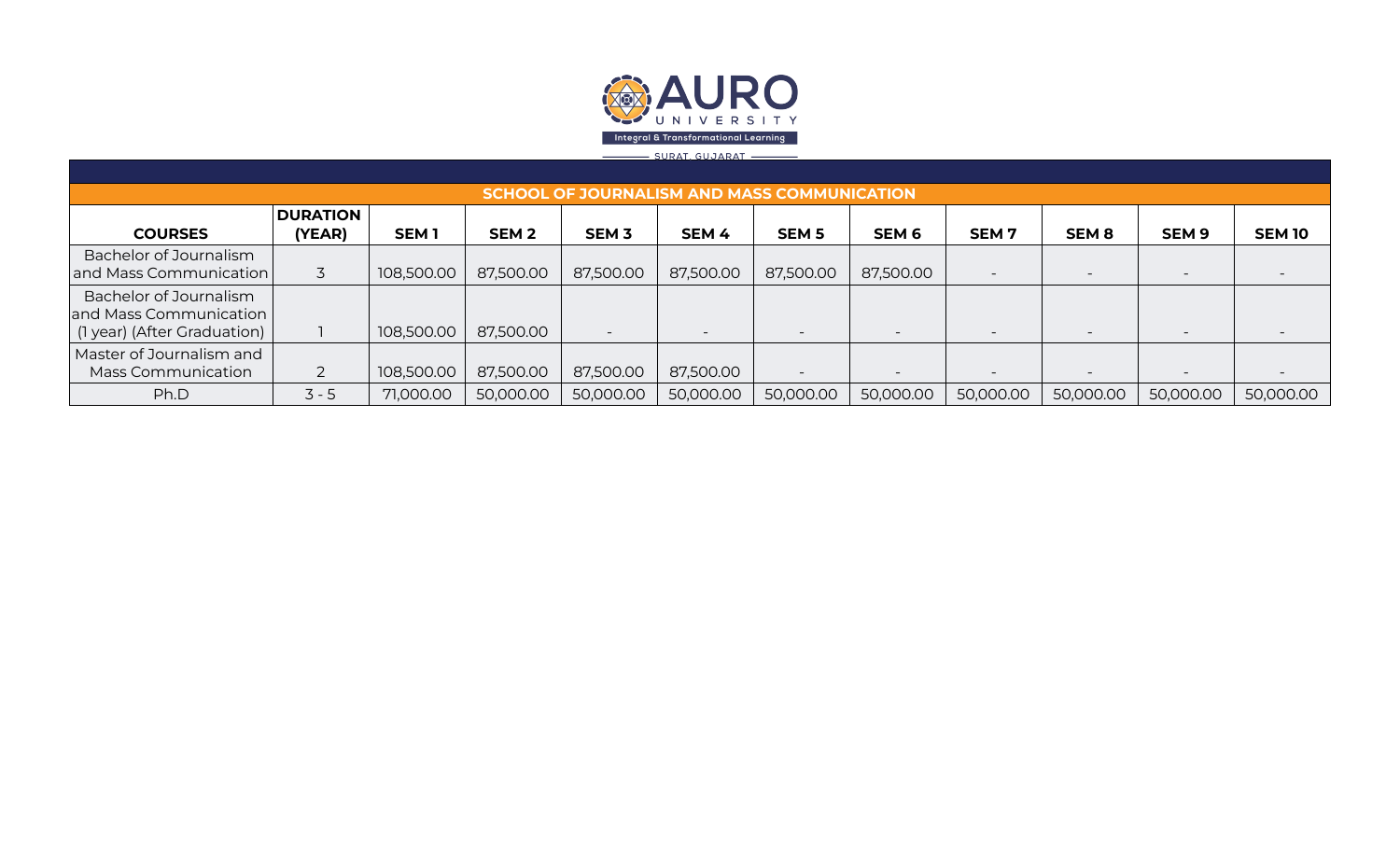# AURO UNIVERSITY

Integral & Transformational Learning

SURAT, GUJARAT

## SCHOOL OF JOURNALISM AND MASS COMMUNICATION

| COURSES | DURATION (YEAR) | SEM 1 | SEM 2 | SEM 3 | SEM 4 | SEM 5 | SEM 6 | SEM 7 | SEM 8 | SEM 9 | SEM 10 |
|---|---|---|---|---|---|---|---|---|---|---|---|
| Bachelor of Journalism and Mass Communication | 3 | 108,500.00 | 87,500.00 | 87,500.00 | 87,500.00 | 87,500.00 | 87,500.00 | - | - | - | - |
| Bachelor of Journalism and Mass Communication (1 year) (After Graduation) | 1 | 108,500.00 | 87,500.00 | - | - | - | - | - | - | - | - |
| Master of Journalism and Mass Communication | 2 | 108,500.00 | 87,500.00 | 87,500.00 | 87,500.00 | - | - | - | - | - | - |
| Ph.D | 3 - 5 | 71,000.00 | 50,000.00 | 50,000.00 | 50,000.00 | 50,000.00 | 50,000.00 | 50,000.00 | 50,000.00 | 50,000.00 | 50,000.00 |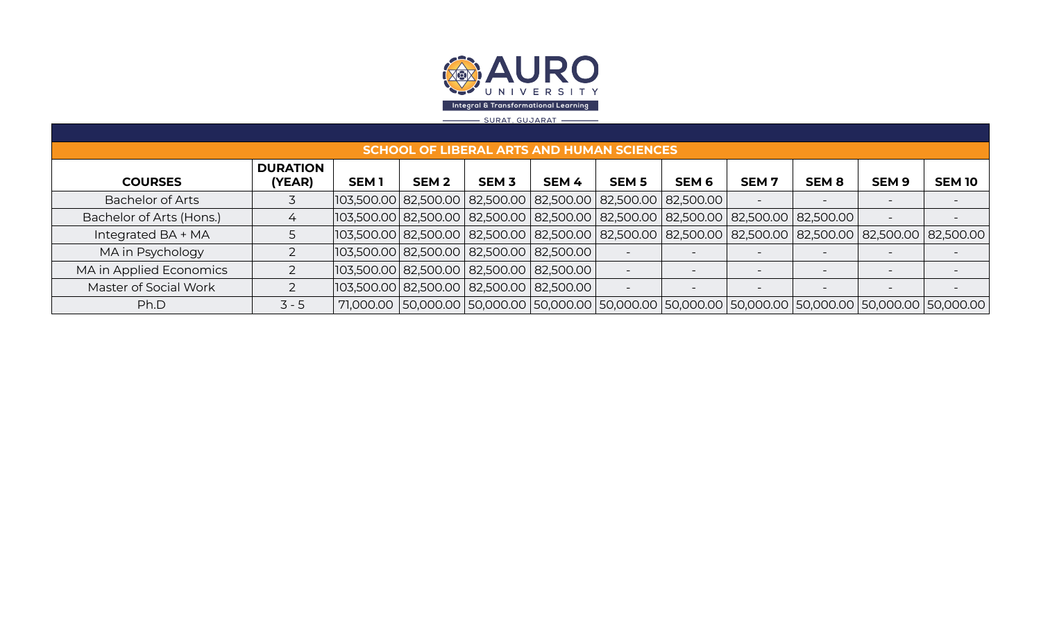AURO UNIVERSITY

Integral & Transformational Learning

SURAT, GUJARAT

## SCHOOL OF LIBERAL ARTS AND HUMAN SCIENCES

| COURSES | DURATION (YEAR) | SEM 1 | SEM 2 | SEM 3 | SEM 4 | SEM 5 | SEM 6 | SEM 7 | SEM 8 | SEM 9 | SEM 10 |
|---|---|---|---|---|---|---|---|---|---|---|---|
| Bachelor of Arts | 3 | 103,500.00 | 82,500.00 | 82,500.00 | 82,500.00 | 82,500.00 | 82,500.00 | - | - | - | - |
| Bachelor of Arts (Hons.) | 4 | 103,500.00 | 82,500.00 | 82,500.00 | 82,500.00 | 82,500.00 | 82,500.00 | 82,500.00 | 82,500.00 | - | - |
| Integrated BA + MA | 5 | 103,500.00 | 82,500.00 | 82,500.00 | 82,500.00 | 82,500.00 | 82,500.00 | 82,500.00 | 82,500.00 | 82,500.00 | 82,500.00 |
| MA in Psychology | 2 | 103,500.00 | 82,500.00 | 82,500.00 | 82,500.00 | - | - | - | - | - | - |
| MA in Applied Economics | 2 | 103,500.00 | 82,500.00 | 82,500.00 | 82,500.00 | - | - | - | - | - | - |
| Master of Social Work | 2 | 103,500.00 | 82,500.00 | 82,500.00 | 82,500.00 | - | - | - | - | - | - |
| Ph.D | 3 - 5 | 71,000.00 | 50,000.00 | 50,000.00 | 50,000.00 | 50,000.00 | 50,000.00 | 50,000.00 | 50,000.00 | 50,000.00 | 50,000.00 |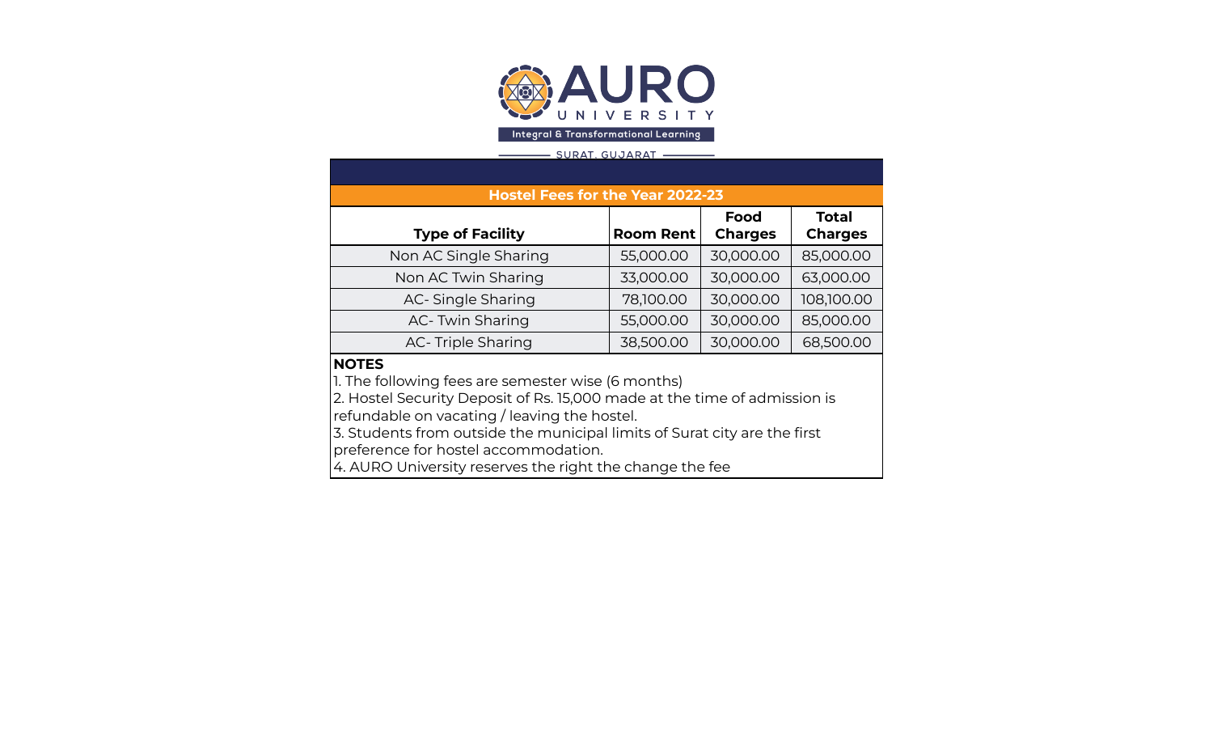AURO UNIVERSITY

Integral & Transformational Learning

SURAT, GUJARAT

## Hostel Fees for the Year 2022-23

| Type of Facility | Room Rent | Food Charges | Total Charges |
|---|---|---|---|
| Non AC Single Sharing | 55,000.00 | 30,000.00 | 85,000.00 |
| Non AC Twin Sharing | 33,000.00 | 30,000.00 | 63,000.00 |
| AC- Single Sharing | 78,100.00 | 30,000.00 | 108,100.00 |
| AC- Twin Sharing | 55,000.00 | 30,000.00 | 85,000.00 |
| AC- Triple Sharing | 38,500.00 | 30,000.00 | 68,500.00 |

**NOTES**

1. The following fees are semester wise (6 months)
2. Hostel Security Deposit of Rs. 15,000 made at the time of admission is refundable on vacating / leaving the hostel.
3. Students from outside the municipal limits of Surat city are the first preference for hostel accommodation.
4. AURO University reserves the right the change the fee